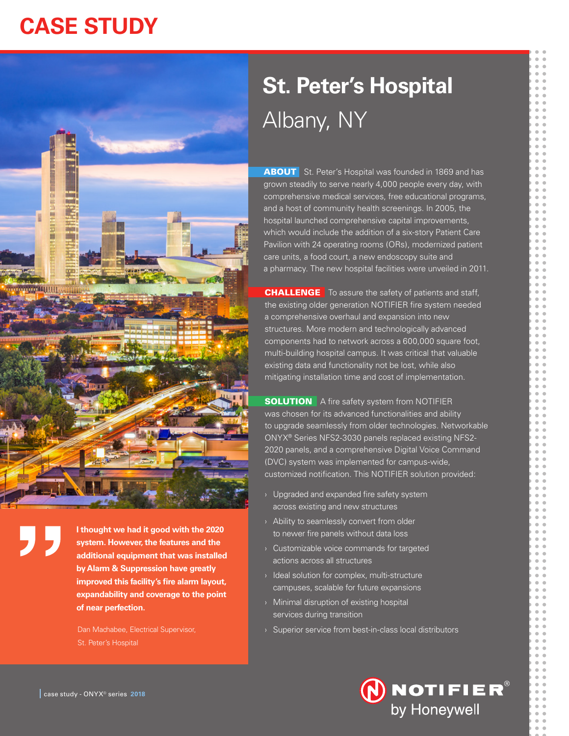# CASE STUDY

# St. Peter's Hospital

## Albany, NY

**ABOUT** St. Peter's Hospital was founded in 1869 and has grown steadily to serve nearly 4,000 people every day, with comprehensive medical services, free educational programs, and a host of community health screenings. In 2005, the hospital launched comprehensive capital improvements, which would include the addition of a six-story Patient Care Pavilion with 24 operating rooms (ORs), modernized patient care units, a food court, a new endoscopy suite and a pharmacy. The new hospital facilities were unveiled in 2011.

**CHALLENGE** To assure the safety of patients and staff, the existing older generation NOTIFIER fire system needed a comprehensive overhaul and expansion into new structures. More modern and technologically advanced components had to network across a 600,000 square foot, multi-building hospital campus. It was critical that valuable existing data and functionality not be lost, while also mitigating installation time and cost of implementation.

**SOLUTION** A fire safety system from NOTIFIER was chosen for its advanced functionalities and ability to upgrade seamlessly from older technologies. Networkable ONYX® Series NFS2-3030 panels replaced existing NFS2-2020 panels, and a comprehensive Digital Voice Command (DVC) system was implemented for campus-wide, customized notification. This NOTIFIER solution provided:

- Upgraded and expanded fire safety system across existing and new structures
- Ability to seamlessly convert from older to newer fire panels without data loss
- Customizable voice commands for targeted actions across all structures
- Ideal solution for complex, multi-structure campuses, scalable for future expansions
- Minimal disruption of existing hospital services during transition
- Superior service from best-in-class local distributors

> **I thought we had it good with the 2020 system. However, the features and the additional equipment that was installed by Alarm & Suppression have greatly improved this facility's fire alarm layout, expandability and coverage to the point of near perfection.**
>
> Dan Machabee, Electrical Supervisor, St. Peter's Hospital

case study - ONYX® series 2018

NOTIFIER® by Honeywell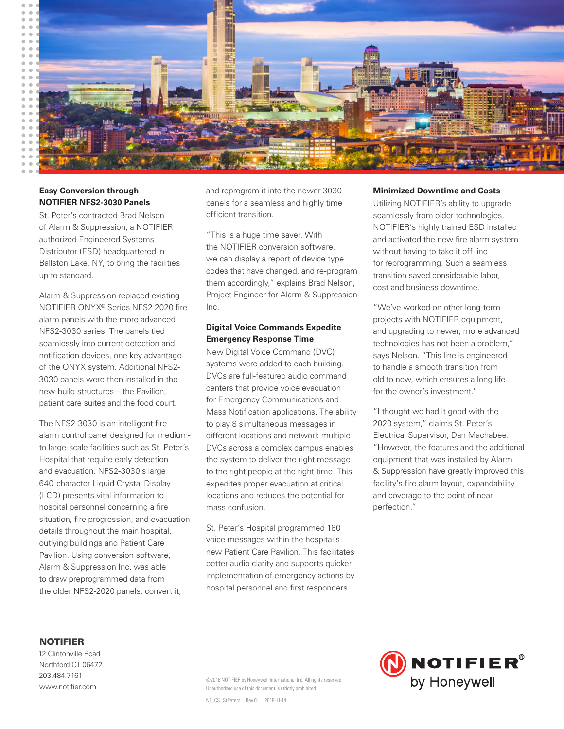### Easy Conversion through NOTIFIER NFS2-3030 Panels

St. Peter's contracted Brad Nelson of Alarm & Suppression, a NOTIFIER authorized Engineered Systems Distributor (ESD) headquartered in Ballston Lake, NY, to bring the facilities up to standard.

Alarm & Suppression replaced existing NOTIFIER ONYX® Series NFS2-2020 fire alarm panels with the more advanced NFS2-3030 series. The panels tied seamlessly into current detection and notification devices, one key advantage of the ONYX system. Additional NFS2-3030 panels were then installed in the new-build structures – the Pavilion, patient care suites and the food court.

The NFS2-3030 is an intelligent fire alarm control panel designed for medium- to large-scale facilities such as St. Peter's Hospital that require early detection and evacuation. NFS2-3030's large 640-character Liquid Crystal Display (LCD) presents vital information to hospital personnel concerning a fire situation, fire progression, and evacuation details throughout the main hospital, outlying buildings and Patient Care Pavilion. Using conversion software, Alarm & Suppression Inc. was able to draw preprogrammed data from the older NFS2-2020 panels, convert it, and reprogram it into the newer 3030 panels for a seamless and highly time efficient transition.

"This is a huge time saver. With the NOTIFIER conversion software, we can display a report of device type codes that have changed, and re-program them accordingly," explains Brad Nelson, Project Engineer for Alarm & Suppression Inc.

### Digital Voice Commands Expedite Emergency Response Time

New Digital Voice Command (DVC) systems were added to each building. DVCs are full-featured audio command centers that provide voice evacuation for Emergency Communications and Mass Notification applications. The ability to play 8 simultaneous messages in different locations and network multiple DVCs across a complex campus enables the system to deliver the right message to the right people at the right time. This expedites proper evacuation at critical locations and reduces the potential for mass confusion.

St. Peter's Hospital programmed 180 voice messages within the hospital's new Patient Care Pavilion. This facilitates better audio clarity and supports quicker implementation of emergency actions by hospital personnel and first responders.

### Minimized Downtime and Costs

Utilizing NOTIFIER's ability to upgrade seamlessly from older technologies, NOTIFIER's highly trained ESD installed and activated the new fire alarm system without having to take it off-line for reprogramming. Such a seamless transition saved considerable labor, cost and business downtime.

"We've worked on other long-term projects with NOTIFIER equipment, and upgrading to newer, more advanced technologies has not been a problem," says Nelson. "This line is engineered to handle a smooth transition from old to new, which ensures a long life for the owner's investment."

"I thought we had it good with the 2020 system," claims St. Peter's Electrical Supervisor, Dan Machabee. "However, the features and the additional equipment that was installed by Alarm & Suppression have greatly improved this facility's fire alarm layout, expandability and coverage to the point of near perfection."

**NOTIFIER**
12 Clintonville Road
Northford CT 06472
203.484.7161
www.notifier.com

©2018 NOTIFIER by Honeywell International Inc. All rights reserved.
Unauthorized use of this document is strictly prohibited.

NF_CS_StPeters | Rev 01 | 2018-11-14

NOTIFIER® by Honeywell